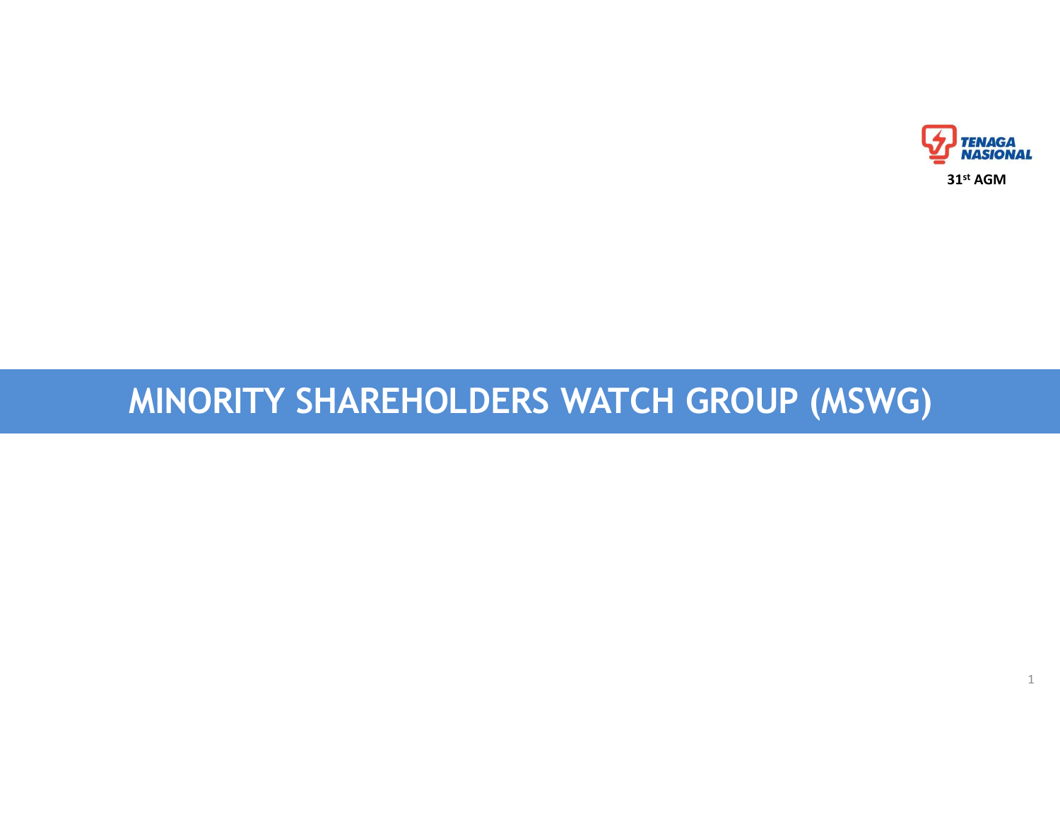TENAGA NASIONAL

31st AGM

# MINORITY SHAREHOLDERS WATCH GROUP (MSWG)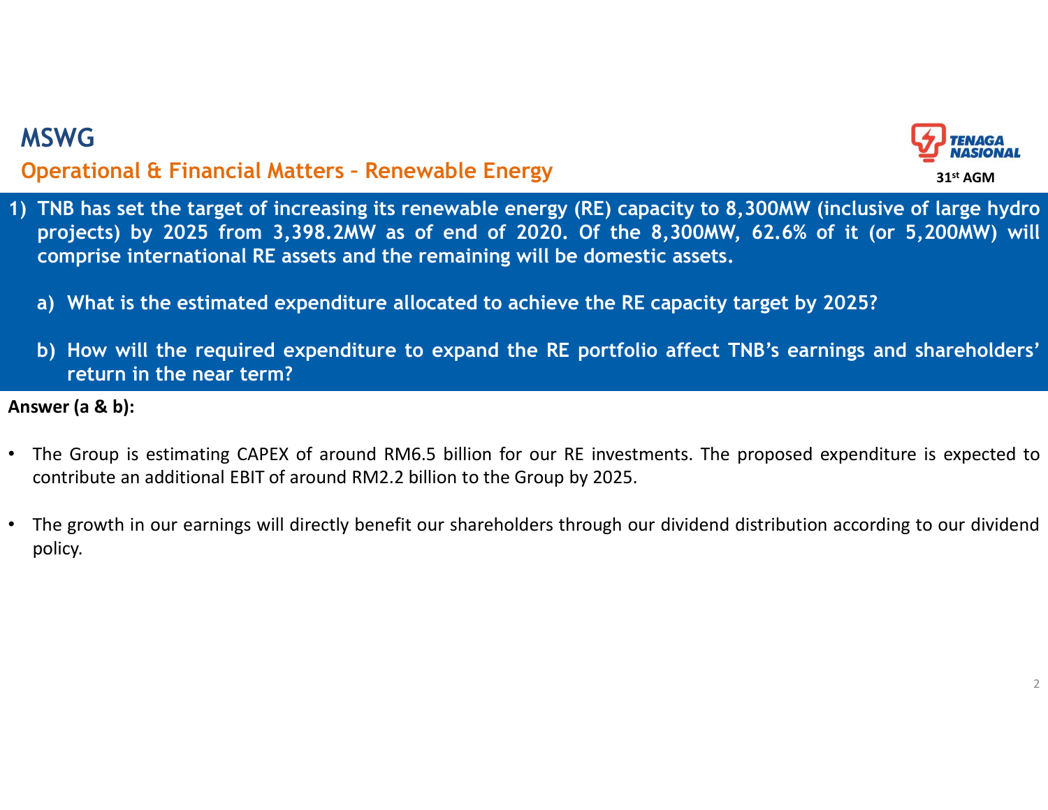# MSWG

## Operational & Financial Matters – Renewable Energy

**1) TNB has set the target of increasing its renewable energy (RE) capacity to 8,300MW (inclusive of large hydro projects) by 2025 from 3,398.2MW as of end of 2020. Of the 8,300MW, 62.6% of it (or 5,200MW) will comprise international RE assets and the remaining will be domestic assets.**

**a) What is the estimated expenditure allocated to achieve the RE capacity target by 2025?**

**b) How will the required expenditure to expand the RE portfolio affect TNB's earnings and shareholders' return in the near term?**

**Answer (a & b):**

- The Group is estimating CAPEX of around RM6.5 billion for our RE investments. The proposed expenditure is expected to contribute an additional EBIT of around RM2.2 billion to the Group by 2025.

- The growth in our earnings will directly benefit our shareholders through our dividend distribution according to our dividend policy.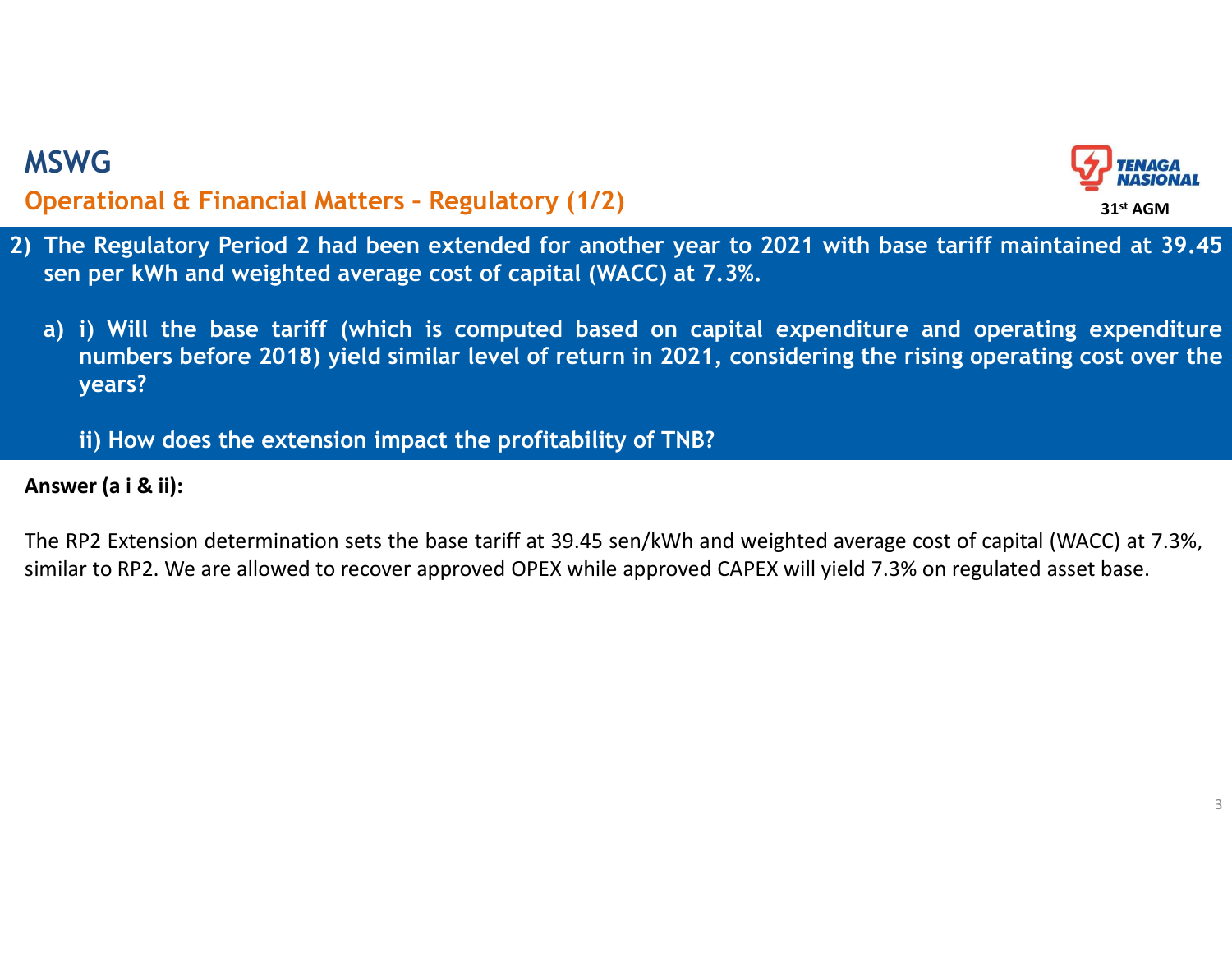# MSWG

## Operational & Financial Matters – Regulatory (1/2)

**2) The Regulatory Period 2 had been extended for another year to 2021 with base tariff maintained at 39.45 sen per kWh and weighted average cost of capital (WACC) at 7.3%.**

**a) i) Will the base tariff (which is computed based on capital expenditure and operating expenditure numbers before 2018) yield similar level of return in 2021, considering the rising operating cost over the years?**

**ii) How does the extension impact the profitability of TNB?**

**Answer (a i & ii):**

The RP2 Extension determination sets the base tariff at 39.45 sen/kWh and weighted average cost of capital (WACC) at 7.3%, similar to RP2. We are allowed to recover approved OPEX while approved CAPEX will yield 7.3% on regulated asset base.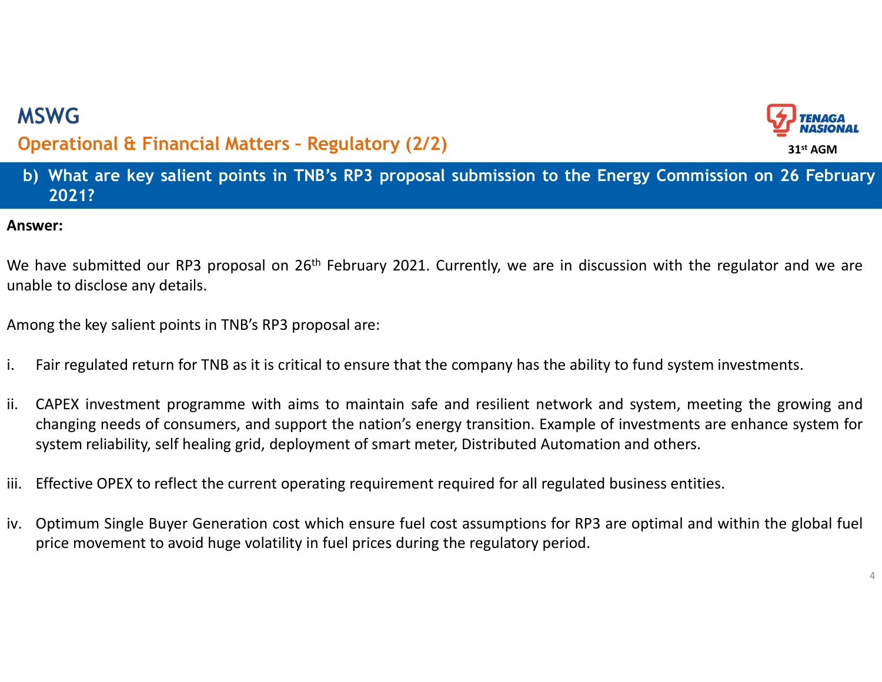## MSWG

### Operational & Financial Matters – Regulatory (2/2)

**b) What are key salient points in TNB's RP3 proposal submission to the Energy Commission on 26 February 2021?**

**Answer:**

We have submitted our RP3 proposal on 26th February 2021. Currently, we are in discussion with the regulator and we are unable to disclose any details.

Among the key salient points in TNB's RP3 proposal are:

i. Fair regulated return for TNB as it is critical to ensure that the company has the ability to fund system investments.

ii. CAPEX investment programme with aims to maintain safe and resilient network and system, meeting the growing and changing needs of consumers, and support the nation's energy transition. Example of investments are enhance system for system reliability, self healing grid, deployment of smart meter, Distributed Automation and others.

iii. Effective OPEX to reflect the current operating requirement required for all regulated business entities.

iv. Optimum Single Buyer Generation cost which ensure fuel cost assumptions for RP3 are optimal and within the global fuel price movement to avoid huge volatility in fuel prices during the regulatory period.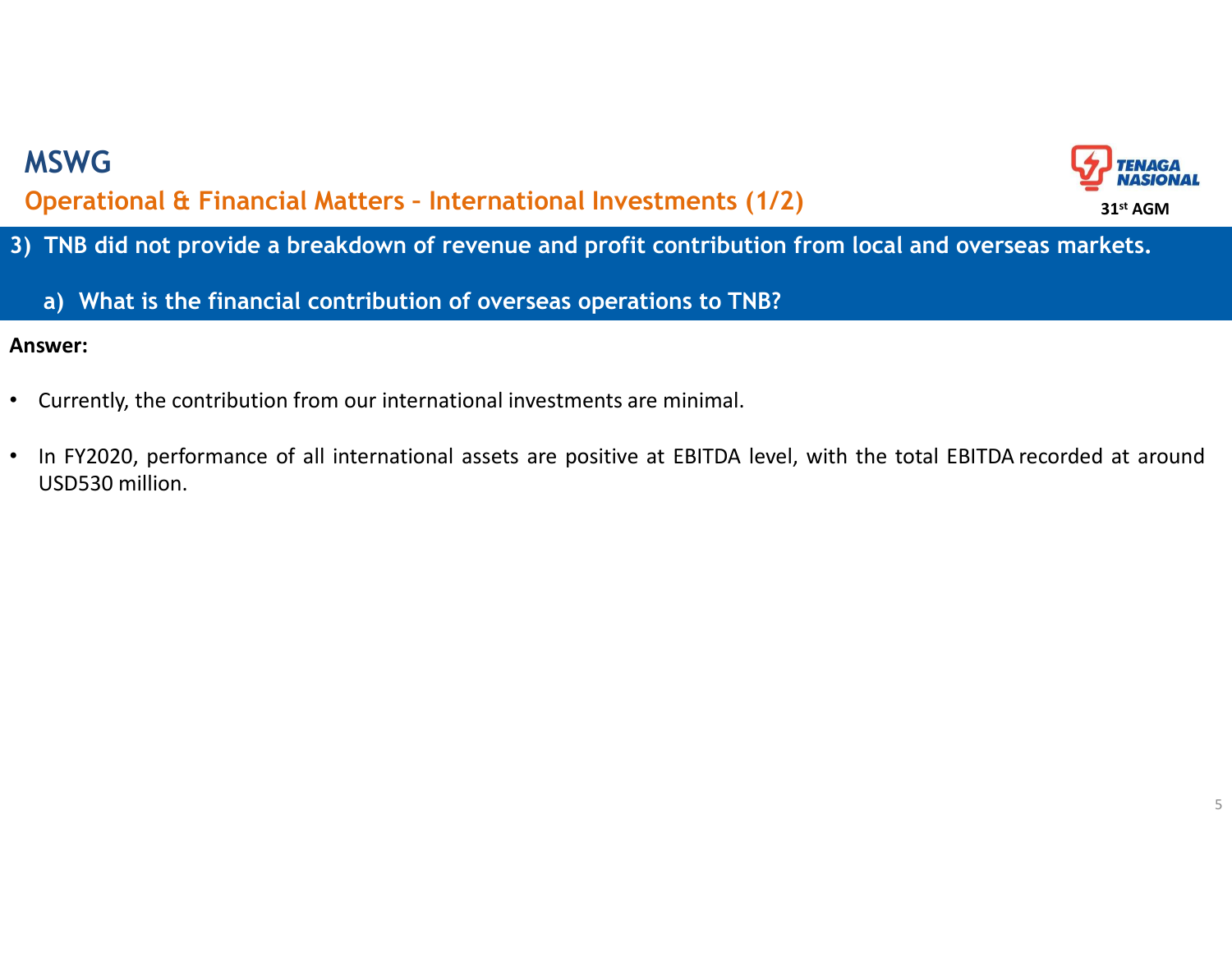# MSWG

## Operational & Financial Matters – International Investments (1/2)

**3) TNB did not provide a breakdown of revenue and profit contribution from local and overseas markets.**

**a) What is the financial contribution of overseas operations to TNB?**

**Answer:**

- Currently, the contribution from our international investments are minimal.
- In FY2020, performance of all international assets are positive at EBITDA level, with the total EBITDA recorded at around USD530 million.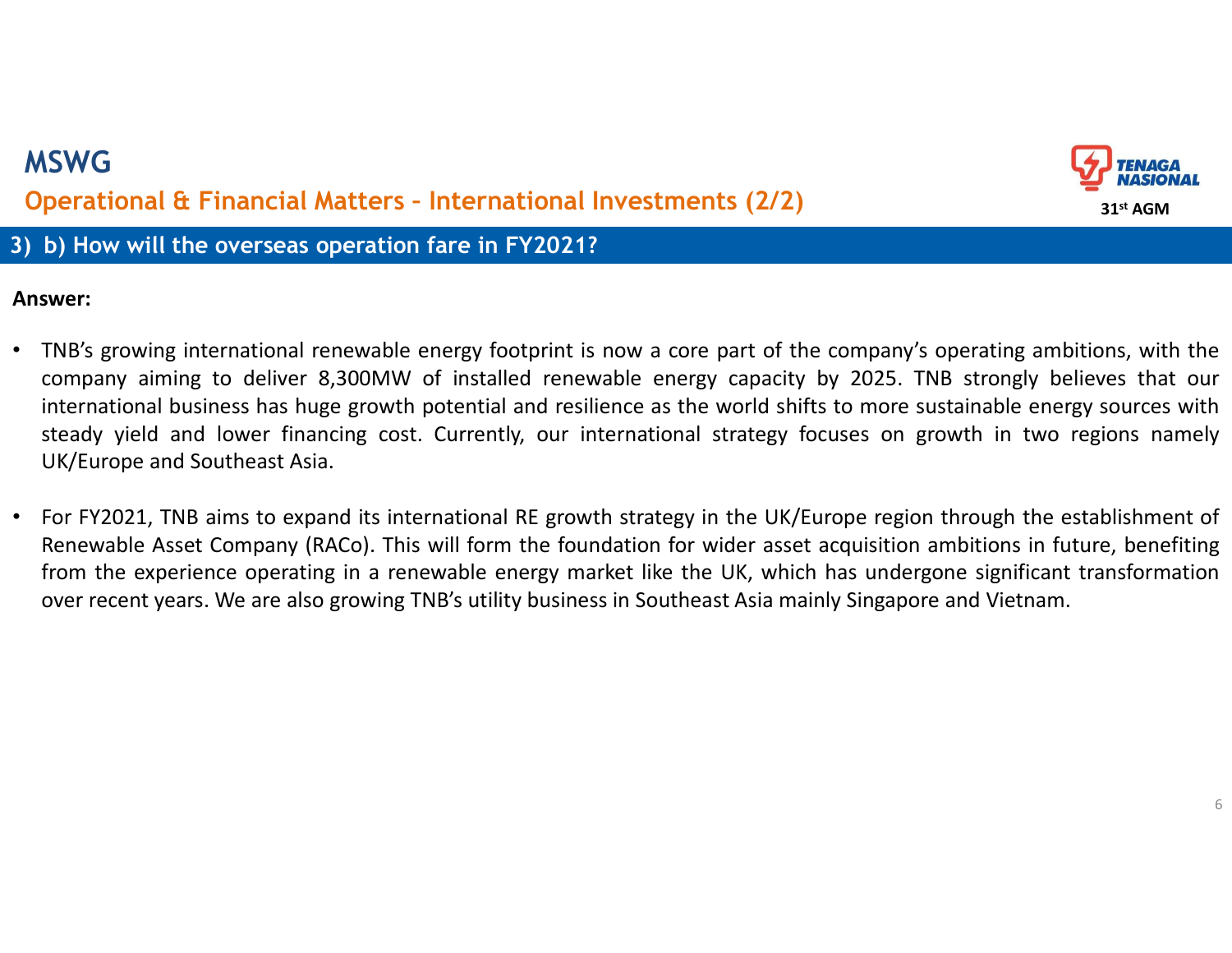# MSWG

## Operational & Financial Matters – International Investments (2/2)

### 3) b) How will the overseas operation fare in FY2021?

**Answer:**

- TNB's growing international renewable energy footprint is now a core part of the company's operating ambitions, with the company aiming to deliver 8,300MW of installed renewable energy capacity by 2025. TNB strongly believes that our international business has huge growth potential and resilience as the world shifts to more sustainable energy sources with steady yield and lower financing cost. Currently, our international strategy focuses on growth in two regions namely UK/Europe and Southeast Asia.

- For FY2021, TNB aims to expand its international RE growth strategy in the UK/Europe region through the establishment of Renewable Asset Company (RACo). This will form the foundation for wider asset acquisition ambitions in future, benefiting from the experience operating in a renewable energy market like the UK, which has undergone significant transformation over recent years. We are also growing TNB's utility business in Southeast Asia mainly Singapore and Vietnam.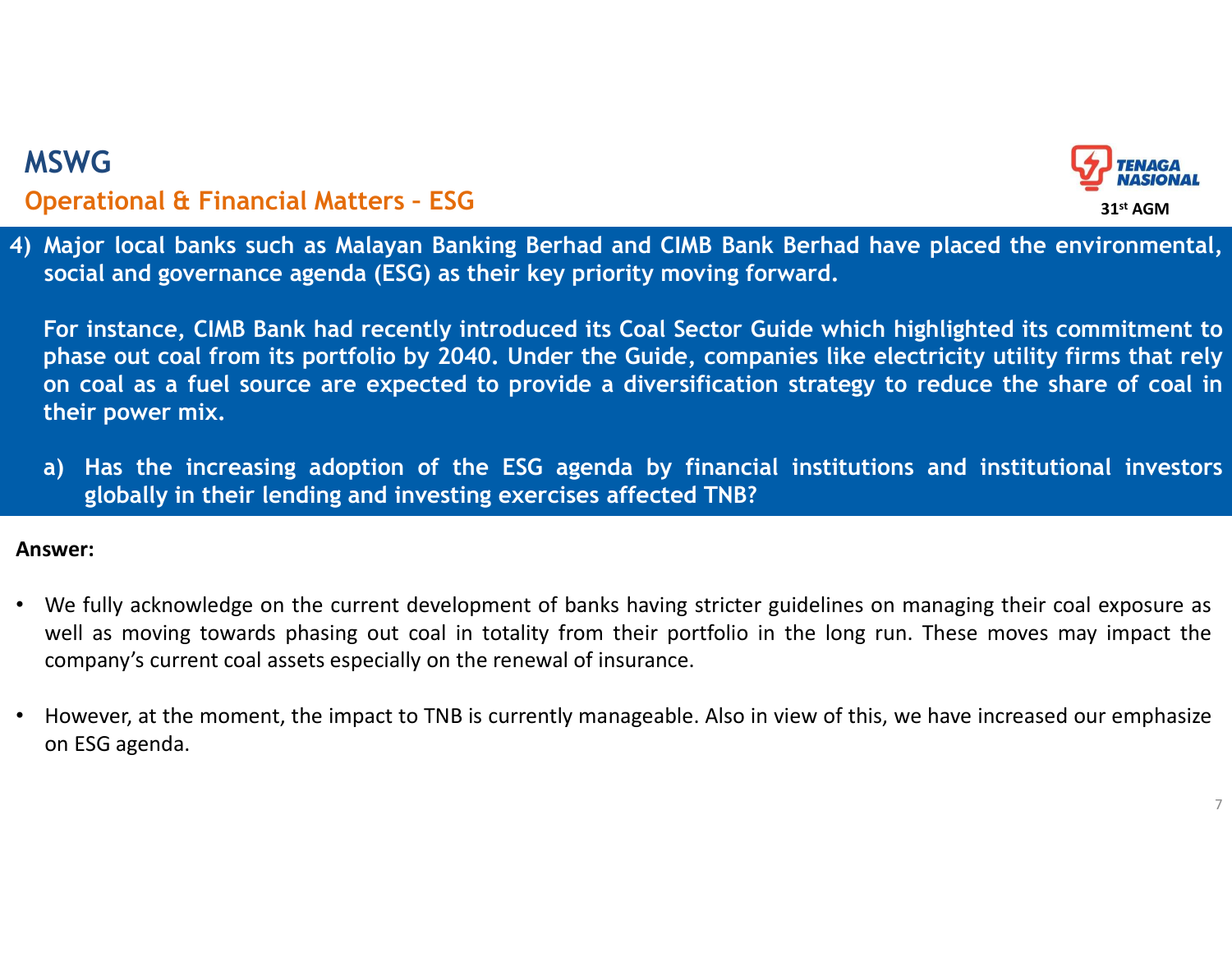# MSWG

## Operational & Financial Matters – ESG

**4) Major local banks such as Malayan Banking Berhad and CIMB Bank Berhad have placed the environmental, social and governance agenda (ESG) as their key priority moving forward.**

**For instance, CIMB Bank had recently introduced its Coal Sector Guide which highlighted its commitment to phase out coal from its portfolio by 2040. Under the Guide, companies like electricity utility firms that rely on coal as a fuel source are expected to provide a diversification strategy to reduce the share of coal in their power mix.**

**a) Has the increasing adoption of the ESG agenda by financial institutions and institutional investors globally in their lending and investing exercises affected TNB?**

**Answer:**

- We fully acknowledge on the current development of banks having stricter guidelines on managing their coal exposure as well as moving towards phasing out coal in totality from their portfolio in the long run. These moves may impact the company's current coal assets especially on the renewal of insurance.

- However, at the moment, the impact to TNB is currently manageable. Also in view of this, we have increased our emphasize on ESG agenda.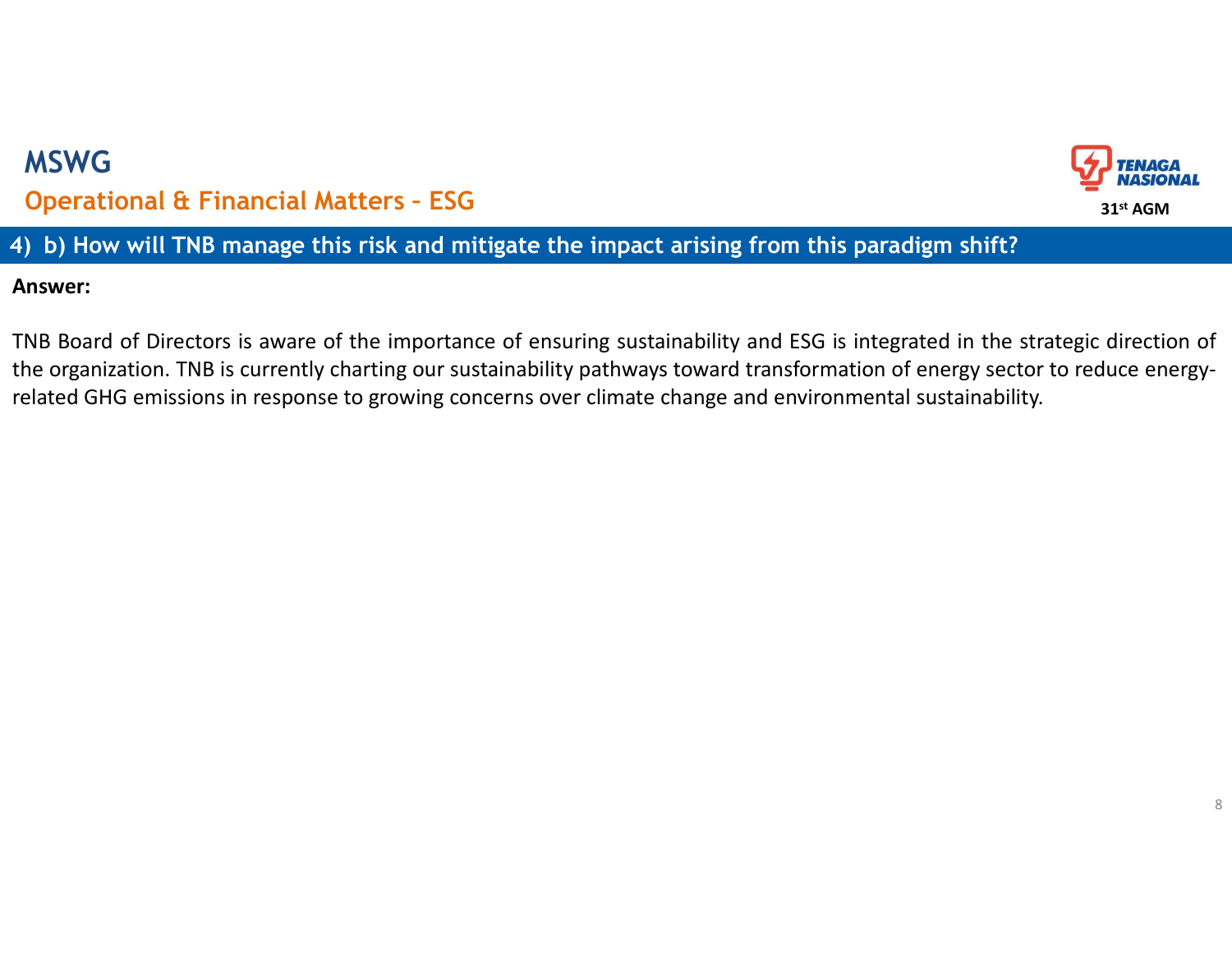# MSWG

## Operational & Financial Matters – ESG

TENAGA NASIONAL

31st AGM

### 4) b) How will TNB manage this risk and mitigate the impact arising from this paradigm shift?

**Answer:**

TNB Board of Directors is aware of the importance of ensuring sustainability and ESG is integrated in the strategic direction of the organization. TNB is currently charting our sustainability pathways toward transformation of energy sector to reduce energy-related GHG emissions in response to growing concerns over climate change and environmental sustainability.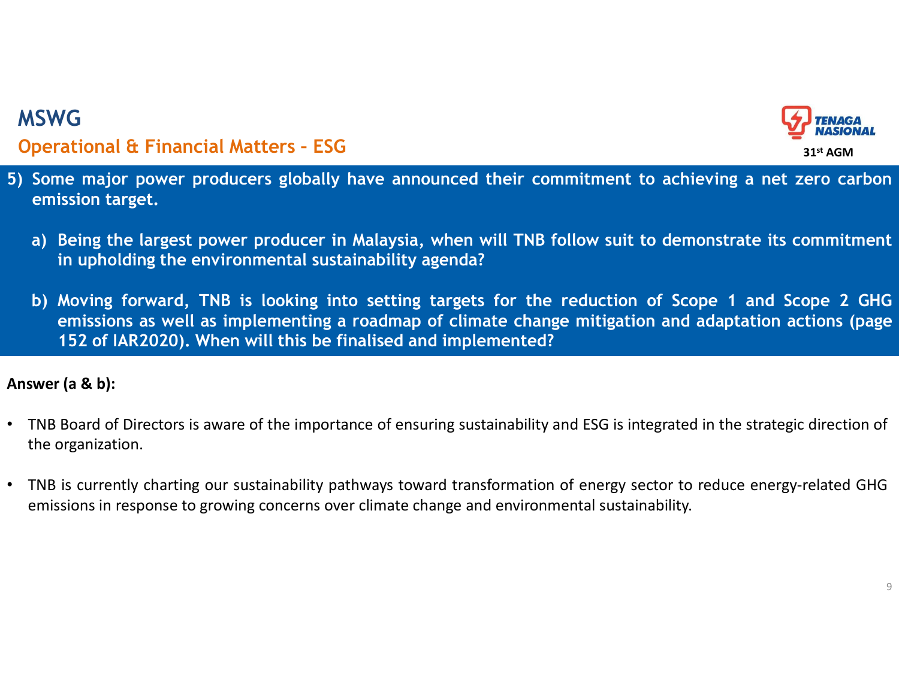# MSWG

## Operational & Financial Matters – ESG

**5) Some major power producers globally have announced their commitment to achieving a net zero carbon emission target.**

**a) Being the largest power producer in Malaysia, when will TNB follow suit to demonstrate its commitment in upholding the environmental sustainability agenda?**

**b) Moving forward, TNB is looking into setting targets for the reduction of Scope 1 and Scope 2 GHG emissions as well as implementing a roadmap of climate change mitigation and adaptation actions (page 152 of IAR2020). When will this be finalised and implemented?**

**Answer (a & b):**

- TNB Board of Directors is aware of the importance of ensuring sustainability and ESG is integrated in the strategic direction of the organization.
- TNB is currently charting our sustainability pathways toward transformation of energy sector to reduce energy-related GHG emissions in response to growing concerns over climate change and environmental sustainability.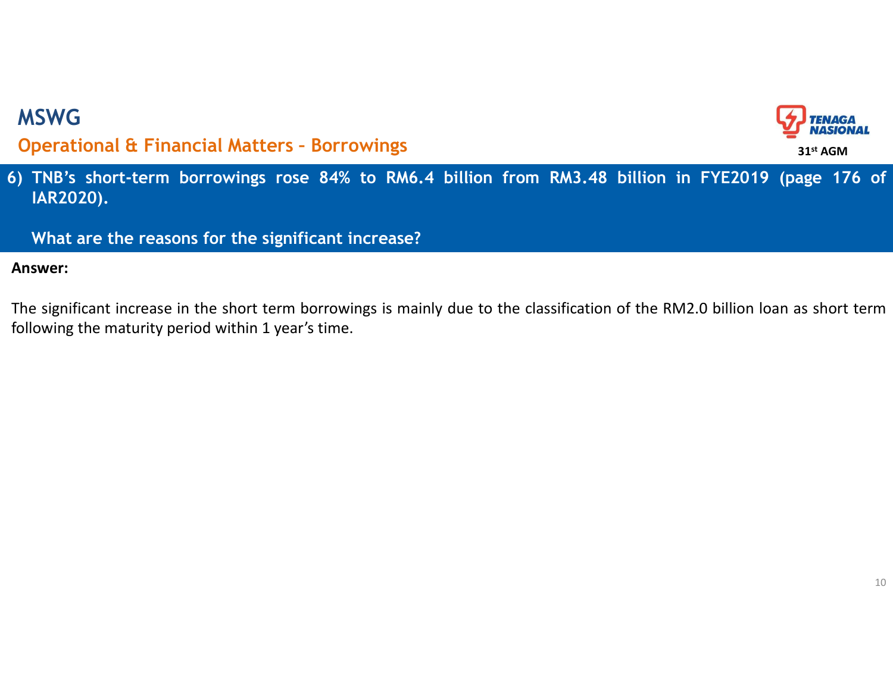# MSWG

## Operational & Financial Matters – Borrowings

31st AGM

**6) TNB's short-term borrowings rose 84% to RM6.4 billion from RM3.48 billion in FYE2019 (page 176 of IAR2020).**

**What are the reasons for the significant increase?**

**Answer:**

The significant increase in the short term borrowings is mainly due to the classification of the RM2.0 billion loan as short term following the maturity period within 1 year's time.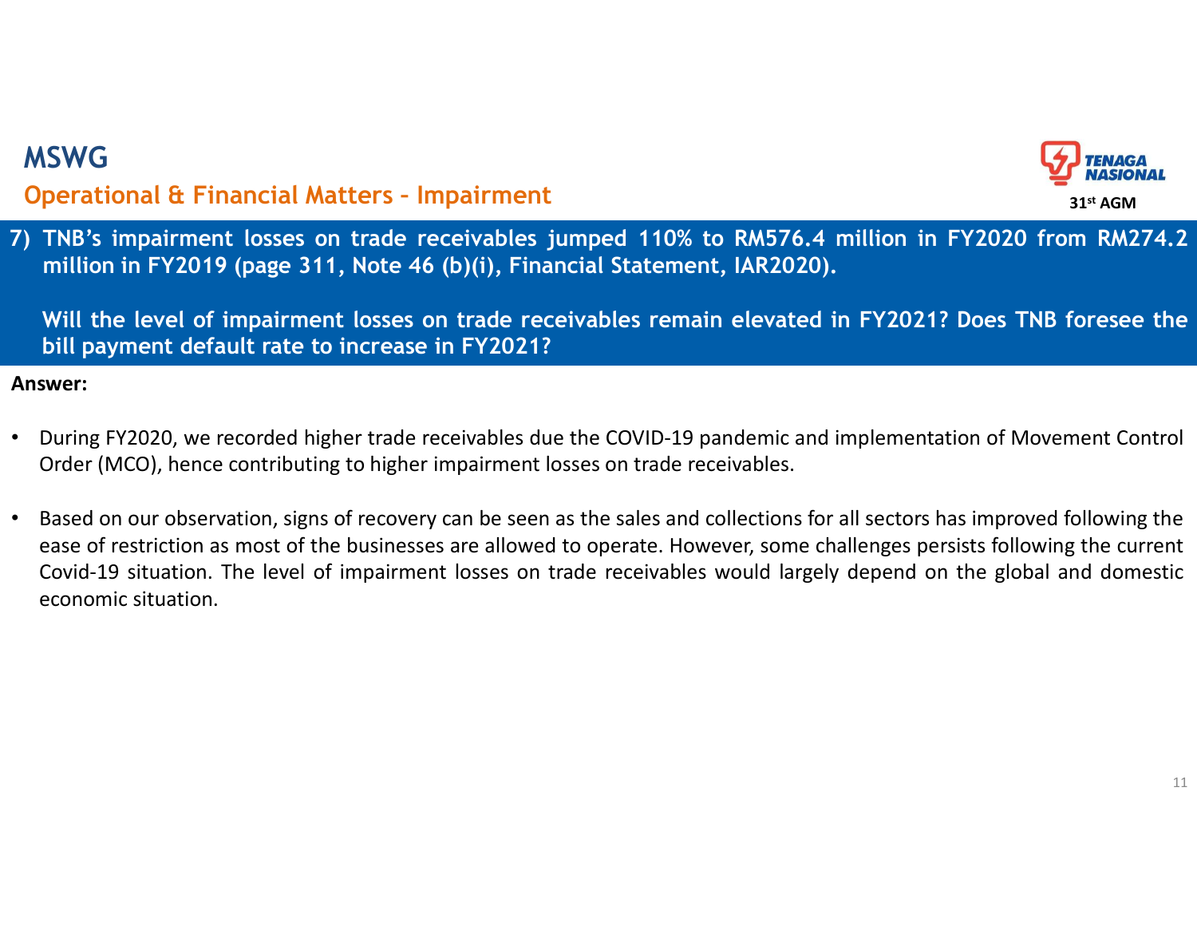# MSWG

## Operational & Financial Matters – Impairment

TENAGA NASIONAL

31st AGM

**7) TNB's impairment losses on trade receivables jumped 110% to RM576.4 million in FY2020 from RM274.2 million in FY2019 (page 311, Note 46 (b)(i), Financial Statement, IAR2020).**

**Will the level of impairment losses on trade receivables remain elevated in FY2021? Does TNB foresee the bill payment default rate to increase in FY2021?**

**Answer:**

- During FY2020, we recorded higher trade receivables due the COVID-19 pandemic and implementation of Movement Control Order (MCO), hence contributing to higher impairment losses on trade receivables.
- Based on our observation, signs of recovery can be seen as the sales and collections for all sectors has improved following the ease of restriction as most of the businesses are allowed to operate. However, some challenges persists following the current Covid-19 situation. The level of impairment losses on trade receivables would largely depend on the global and domestic economic situation.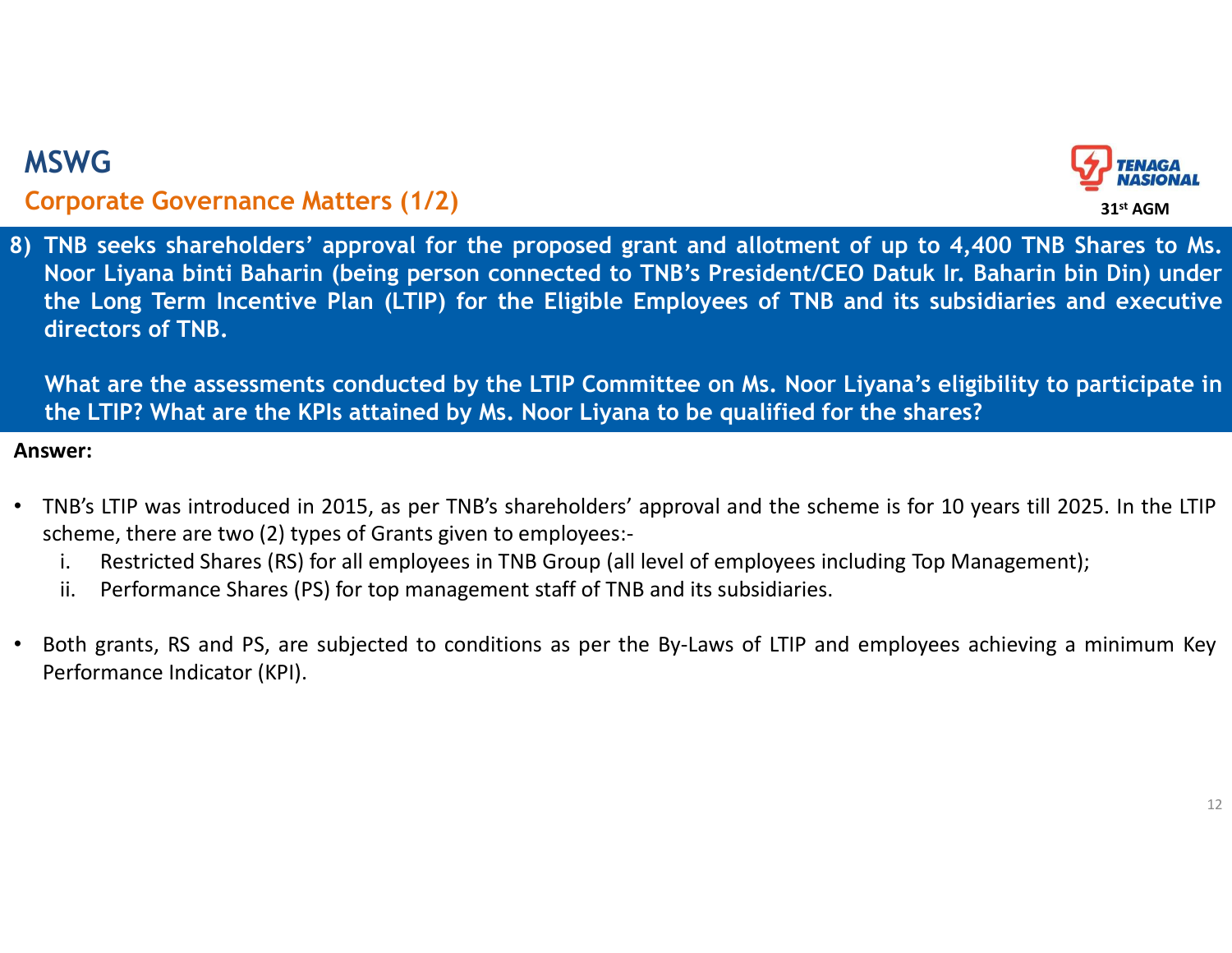# MSWG

## Corporate Governance Matters (1/2)

31st AGM

**8) TNB seeks shareholders' approval for the proposed grant and allotment of up to 4,400 TNB Shares to Ms. Noor Liyana binti Baharin (being person connected to TNB's President/CEO Datuk Ir. Baharin bin Din) under the Long Term Incentive Plan (LTIP) for the Eligible Employees of TNB and its subsidiaries and executive directors of TNB.**

**What are the assessments conducted by the LTIP Committee on Ms. Noor Liyana's eligibility to participate in the LTIP? What are the KPIs attained by Ms. Noor Liyana to be qualified for the shares?**

**Answer:**

- TNB's LTIP was introduced in 2015, as per TNB's shareholders' approval and the scheme is for 10 years till 2025. In the LTIP scheme, there are two (2) types of Grants given to employees:-
  - i. Restricted Shares (RS) for all employees in TNB Group (all level of employees including Top Management);
  - ii. Performance Shares (PS) for top management staff of TNB and its subsidiaries.

- Both grants, RS and PS, are subjected to conditions as per the By-Laws of LTIP and employees achieving a minimum Key Performance Indicator (KPI).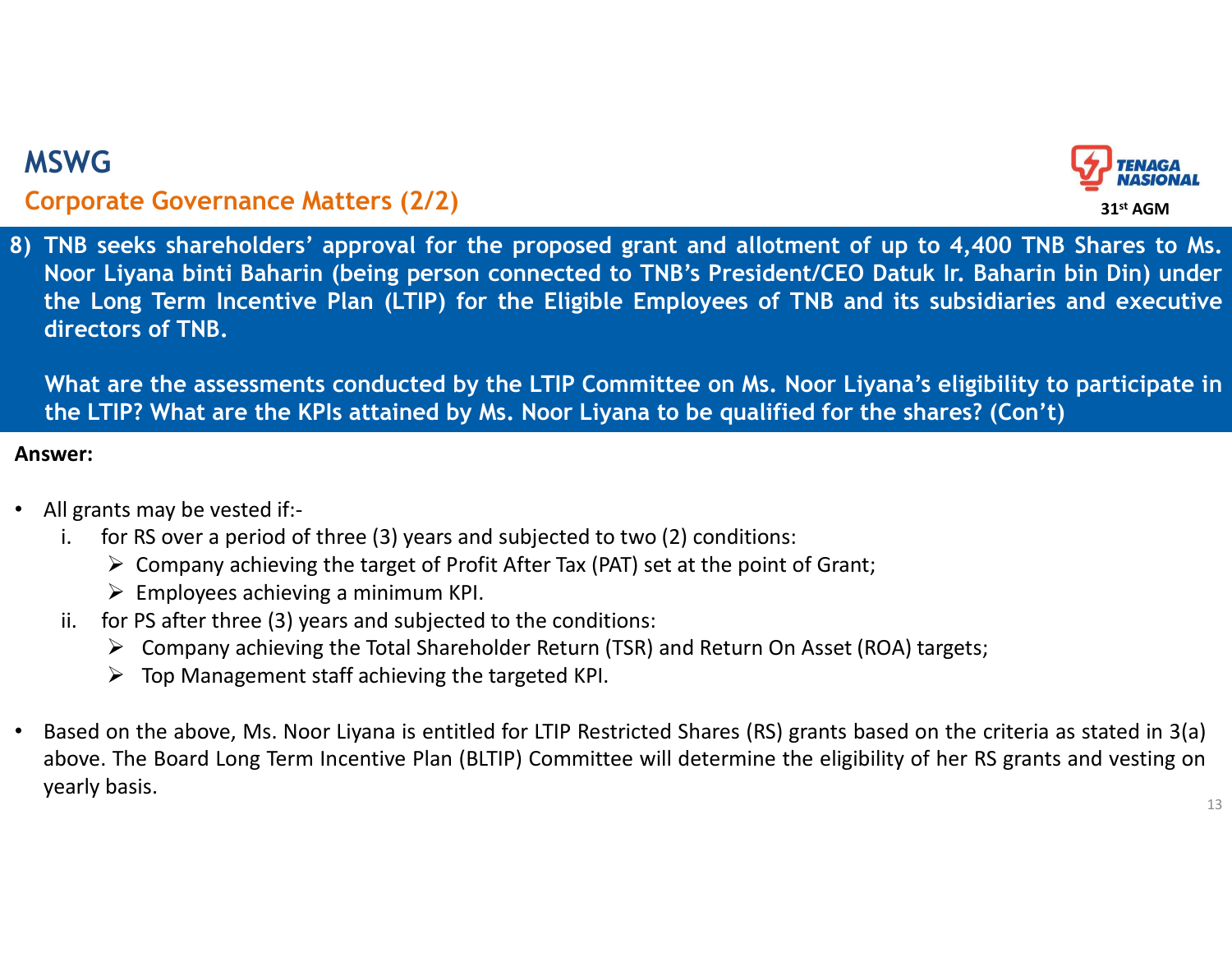# MSWG

## Corporate Governance Matters (2/2)

TENAGA NASIONAL

31st AGM

**8) TNB seeks shareholders' approval for the proposed grant and allotment of up to 4,400 TNB Shares to Ms. Noor Liyana binti Baharin (being person connected to TNB's President/CEO Datuk Ir. Baharin bin Din) under the Long Term Incentive Plan (LTIP) for the Eligible Employees of TNB and its subsidiaries and executive directors of TNB.**

**What are the assessments conducted by the LTIP Committee on Ms. Noor Liyana's eligibility to participate in the LTIP? What are the KPIs attained by Ms. Noor Liyana to be qualified for the shares? (Con't)**

**Answer:**

- All grants may be vested if:-
  1. for RS over a period of three (3) years and subjected to two (2) conditions:
     - Company achieving the target of Profit After Tax (PAT) set at the point of Grant;
     - Employees achieving a minimum KPI.
  2. for PS after three (3) years and subjected to the conditions:
     - Company achieving the Total Shareholder Return (TSR) and Return On Asset (ROA) targets;
     - Top Management staff achieving the targeted KPI.

- Based on the above, Ms. Noor Liyana is entitled for LTIP Restricted Shares (RS) grants based on the criteria as stated in 3(a) above. The Board Long Term Incentive Plan (BLTIP) Committee will determine the eligibility of her RS grants and vesting on yearly basis.